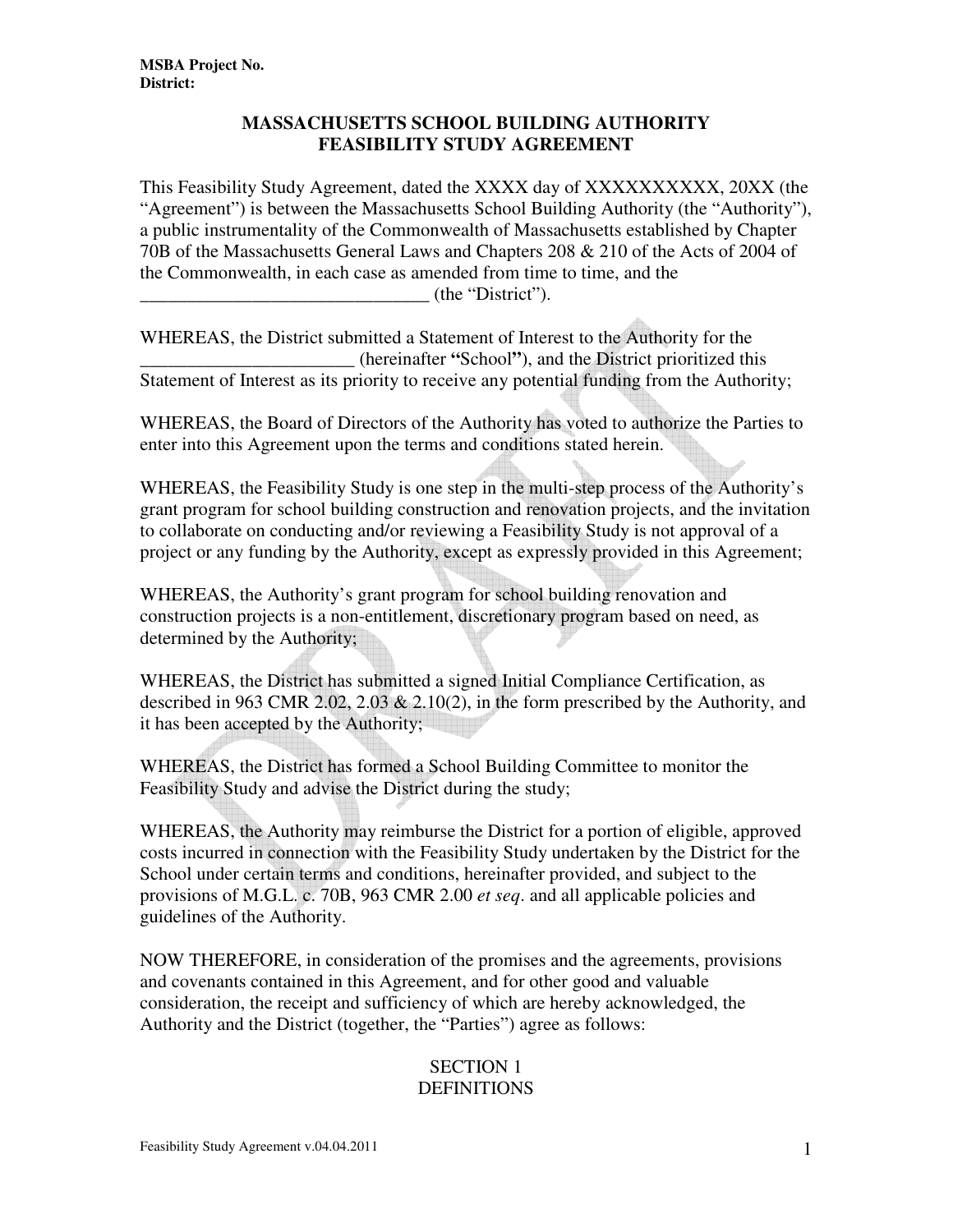**MSBA Project No.**
**District:**

# MASSACHUSETTS SCHOOL BUILDING AUTHORITY
# FEASIBILITY STUDY AGREEMENT

This Feasibility Study Agreement, dated the XXXX day of XXXXXXXXXX, 20XX (the "Agreement") is between the Massachusetts School Building Authority (the "Authority"), a public instrumentality of the Commonwealth of Massachusetts established by Chapter 70B of the Massachusetts General Laws and Chapters 208 & 210 of the Acts of 2004 of the Commonwealth, in each case as amended from time to time, and the _______________________________ (the "District").

WHEREAS, the District submitted a Statement of Interest to the Authority for the _______________________ (hereinafter **"**School**"**), and the District prioritized this Statement of Interest as its priority to receive any potential funding from the Authority;

WHEREAS, the Board of Directors of the Authority has voted to authorize the Parties to enter into this Agreement upon the terms and conditions stated herein.

WHEREAS, the Feasibility Study is one step in the multi-step process of the Authority's grant program for school building construction and renovation projects, and the invitation to collaborate on conducting and/or reviewing a Feasibility Study is not approval of a project or any funding by the Authority, except as expressly provided in this Agreement;

WHEREAS, the Authority's grant program for school building renovation and construction projects is a non-entitlement, discretionary program based on need, as determined by the Authority;

WHEREAS, the District has submitted a signed Initial Compliance Certification, as described in 963 CMR 2.02, 2.03 & 2.10(2), in the form prescribed by the Authority, and it has been accepted by the Authority;

WHEREAS, the District has formed a School Building Committee to monitor the Feasibility Study and advise the District during the study;

WHEREAS, the Authority may reimburse the District for a portion of eligible, approved costs incurred in connection with the Feasibility Study undertaken by the District for the School under certain terms and conditions, hereinafter provided, and subject to the provisions of M.G.L. c. 70B, 963 CMR 2.00 *et seq*. and all applicable policies and guidelines of the Authority.

NOW THEREFORE, in consideration of the promises and the agreements, provisions and covenants contained in this Agreement, and for other good and valuable consideration, the receipt and sufficiency of which are hereby acknowledged, the Authority and the District (together, the "Parties") agree as follows:

## SECTION 1
## DEFINITIONS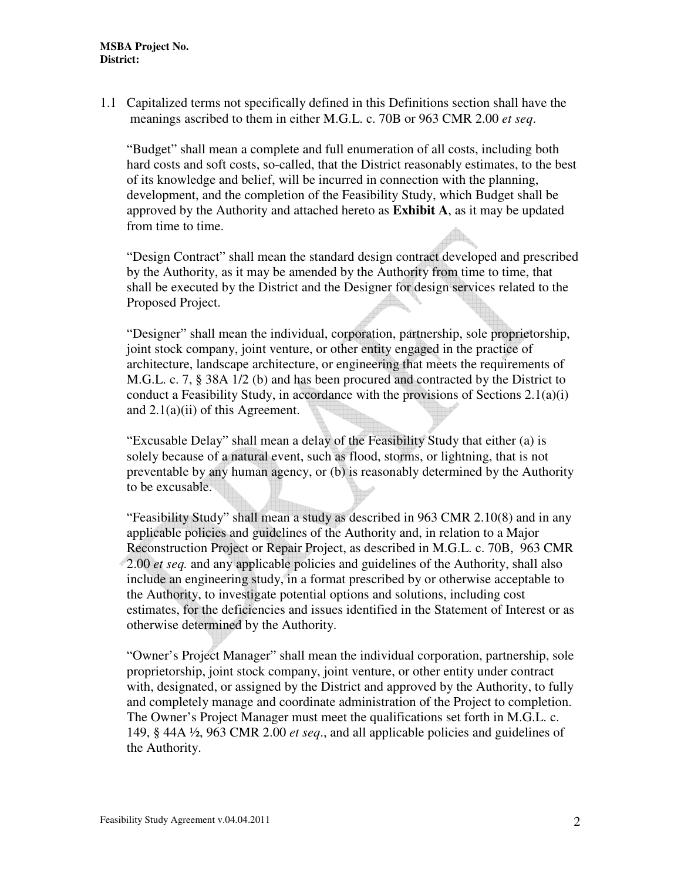1.1 Capitalized terms not specifically defined in this Definitions section shall have the meanings ascribed to them in either M.G.L. c. 70B or 963 CMR 2.00 *et seq*.

"Budget" shall mean a complete and full enumeration of all costs, including both hard costs and soft costs, so-called, that the District reasonably estimates, to the best of its knowledge and belief, will be incurred in connection with the planning, development, and the completion of the Feasibility Study, which Budget shall be approved by the Authority and attached hereto as **Exhibit A**, as it may be updated from time to time.

"Design Contract" shall mean the standard design contract developed and prescribed by the Authority, as it may be amended by the Authority from time to time, that shall be executed by the District and the Designer for design services related to the Proposed Project.

"Designer" shall mean the individual, corporation, partnership, sole proprietorship, joint stock company, joint venture, or other entity engaged in the practice of architecture, landscape architecture, or engineering that meets the requirements of M.G.L. c. 7, § 38A 1/2 (b) and has been procured and contracted by the District to conduct a Feasibility Study, in accordance with the provisions of Sections 2.1(a)(i) and 2.1(a)(ii) of this Agreement.

"Excusable Delay" shall mean a delay of the Feasibility Study that either (a) is solely because of a natural event, such as flood, storms, or lightning, that is not preventable by any human agency, or (b) is reasonably determined by the Authority to be excusable.

"Feasibility Study" shall mean a study as described in 963 CMR 2.10(8) and in any applicable policies and guidelines of the Authority and, in relation to a Major Reconstruction Project or Repair Project, as described in M.G.L. c. 70B, 963 CMR 2.00 *et seq.* and any applicable policies and guidelines of the Authority, shall also include an engineering study, in a format prescribed by or otherwise acceptable to the Authority, to investigate potential options and solutions, including cost estimates, for the deficiencies and issues identified in the Statement of Interest or as otherwise determined by the Authority.

"Owner's Project Manager" shall mean the individual corporation, partnership, sole proprietorship, joint stock company, joint venture, or other entity under contract with, designated, or assigned by the District and approved by the Authority, to fully and completely manage and coordinate administration of the Project to completion. The Owner's Project Manager must meet the qualifications set forth in M.G.L. c. 149, § 44A ½, 963 CMR 2.00 *et seq*., and all applicable policies and guidelines of the Authority.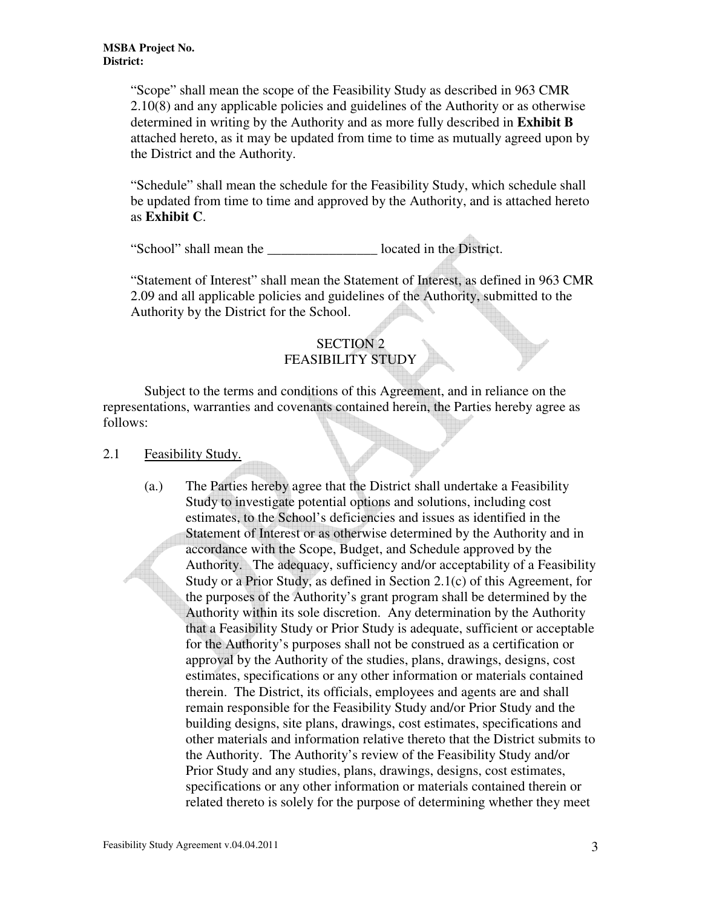“Scope” shall mean the scope of the Feasibility Study as described in 963 CMR 2.10(8) and any applicable policies and guidelines of the Authority or as otherwise determined in writing by the Authority and as more fully described in **Exhibit B** attached hereto, as it may be updated from time to time as mutually agreed upon by the District and the Authority.

“Schedule” shall mean the schedule for the Feasibility Study, which schedule shall be updated from time to time and approved by the Authority, and is attached hereto as **Exhibit C**.

“School” shall mean the ________________ located in the District.

“Statement of Interest” shall mean the Statement of Interest, as defined in 963 CMR 2.09 and all applicable policies and guidelines of the Authority, submitted to the Authority by the District for the School.

## SECTION 2
## FEASIBILITY STUDY

Subject to the terms and conditions of this Agreement, and in reliance on the representations, warranties and covenants contained herein, the Parties hereby agree as follows:

2.1 Feasibility Study.

(a.) The Parties hereby agree that the District shall undertake a Feasibility Study to investigate potential options and solutions, including cost estimates, to the School’s deficiencies and issues as identified in the Statement of Interest or as otherwise determined by the Authority and in accordance with the Scope, Budget, and Schedule approved by the Authority. The adequacy, sufficiency and/or acceptability of a Feasibility Study or a Prior Study, as defined in Section 2.1(c) of this Agreement, for the purposes of the Authority’s grant program shall be determined by the Authority within its sole discretion. Any determination by the Authority that a Feasibility Study or Prior Study is adequate, sufficient or acceptable for the Authority’s purposes shall not be construed as a certification or approval by the Authority of the studies, plans, drawings, designs, cost estimates, specifications or any other information or materials contained therein. The District, its officials, employees and agents are and shall remain responsible for the Feasibility Study and/or Prior Study and the building designs, site plans, drawings, cost estimates, specifications and other materials and information relative thereto that the District submits to the Authority. The Authority’s review of the Feasibility Study and/or Prior Study and any studies, plans, drawings, designs, cost estimates, specifications or any other information or materials contained therein or related thereto is solely for the purpose of determining whether they meet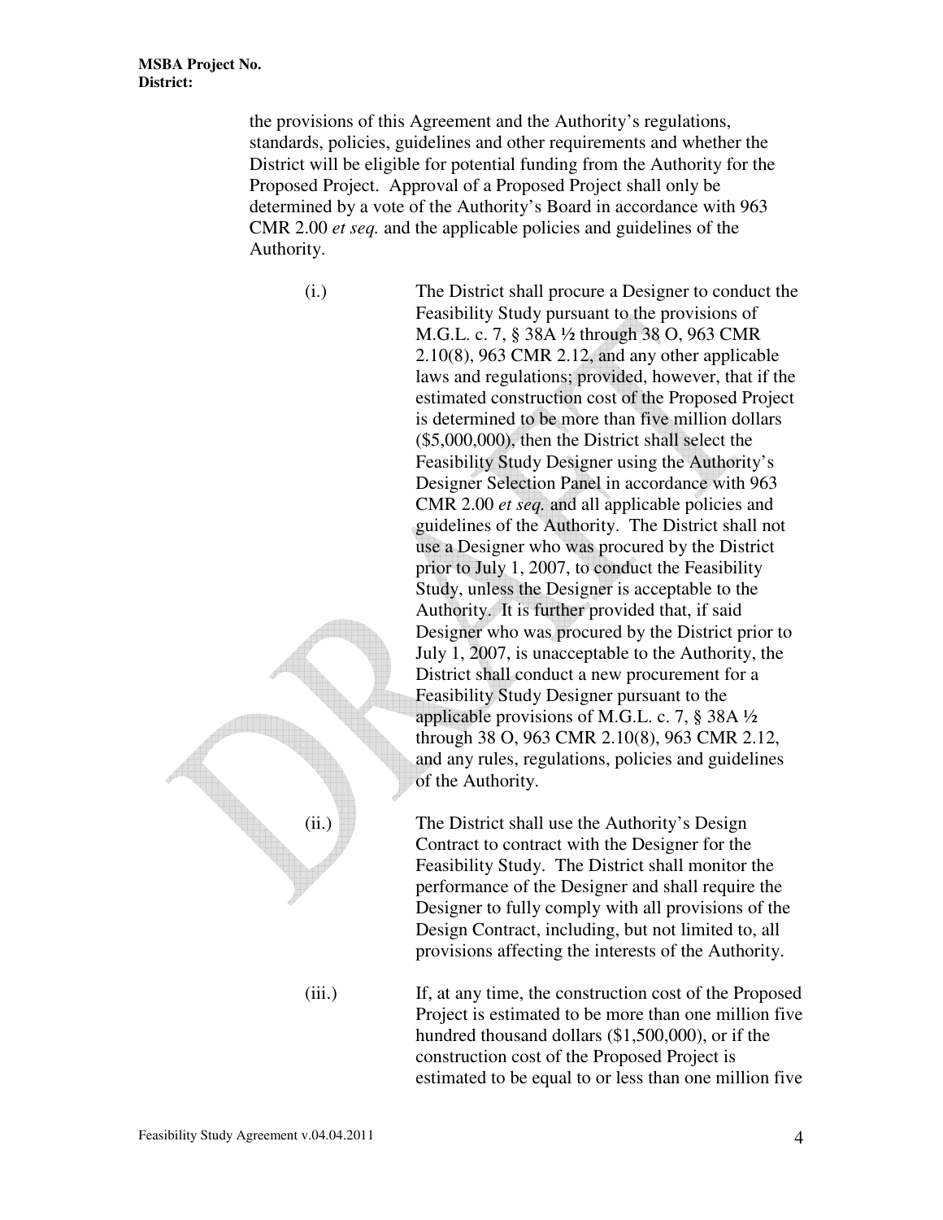the provisions of this Agreement and the Authority's regulations, standards, policies, guidelines and other requirements and whether the District will be eligible for potential funding from the Authority for the Proposed Project. Approval of a Proposed Project shall only be determined by a vote of the Authority's Board in accordance with 963 CMR 2.00 *et seq.* and the applicable policies and guidelines of the Authority.

(i.) The District shall procure a Designer to conduct the Feasibility Study pursuant to the provisions of M.G.L. c. 7, § 38A ½ through 38 O, 963 CMR 2.10(8), 963 CMR 2.12, and any other applicable laws and regulations; provided, however, that if the estimated construction cost of the Proposed Project is determined to be more than five million dollars ($5,000,000), then the District shall select the Feasibility Study Designer using the Authority's Designer Selection Panel in accordance with 963 CMR 2.00 *et seq.* and all applicable policies and guidelines of the Authority. The District shall not use a Designer who was procured by the District prior to July 1, 2007, to conduct the Feasibility Study, unless the Designer is acceptable to the Authority. It is further provided that, if said Designer who was procured by the District prior to July 1, 2007, is unacceptable to the Authority, the District shall conduct a new procurement for a Feasibility Study Designer pursuant to the applicable provisions of M.G.L. c. 7, § 38A ½ through 38 O, 963 CMR 2.10(8), 963 CMR 2.12, and any rules, regulations, policies and guidelines of the Authority.

(ii.) The District shall use the Authority's Design Contract to contract with the Designer for the Feasibility Study. The District shall monitor the performance of the Designer and shall require the Designer to fully comply with all provisions of the Design Contract, including, but not limited to, all provisions affecting the interests of the Authority.

(iii.) If, at any time, the construction cost of the Proposed Project is estimated to be more than one million five hundred thousand dollars ($1,500,000), or if the construction cost of the Proposed Project is estimated to be equal to or less than one million five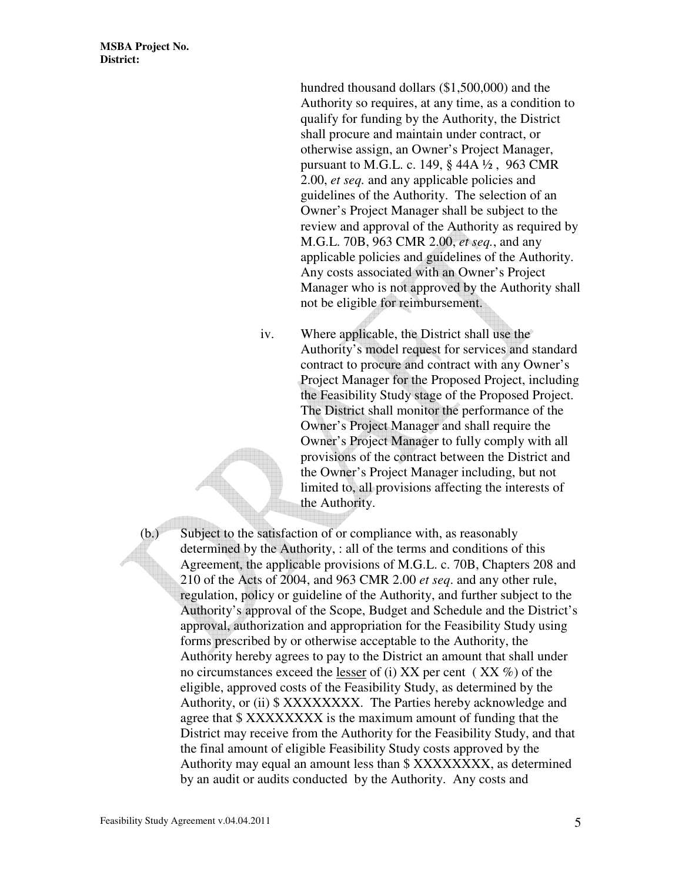hundred thousand dollars ($1,500,000) and the Authority so requires, at any time, as a condition to qualify for funding by the Authority, the District shall procure and maintain under contract, or otherwise assign, an Owner's Project Manager, pursuant to M.G.L. c. 149, § 44A ½ , 963 CMR 2.00, *et seq.* and any applicable policies and guidelines of the Authority. The selection of an Owner's Project Manager shall be subject to the review and approval of the Authority as required by M.G.L. 70B, 963 CMR 2.00, *et seq.*, and any applicable policies and guidelines of the Authority. Any costs associated with an Owner's Project Manager who is not approved by the Authority shall not be eligible for reimbursement.

iv. Where applicable, the District shall use the Authority's model request for services and standard contract to procure and contract with any Owner's Project Manager for the Proposed Project, including the Feasibility Study stage of the Proposed Project. The District shall monitor the performance of the Owner's Project Manager and shall require the Owner's Project Manager to fully comply with all provisions of the contract between the District and the Owner's Project Manager including, but not limited to, all provisions affecting the interests of the Authority.

(b.) Subject to the satisfaction of or compliance with, as reasonably determined by the Authority, : all of the terms and conditions of this Agreement, the applicable provisions of M.G.L. c. 70B, Chapters 208 and 210 of the Acts of 2004, and 963 CMR 2.00 *et seq*. and any other rule, regulation, policy or guideline of the Authority, and further subject to the Authority's approval of the Scope, Budget and Schedule and the District's approval, authorization and appropriation for the Feasibility Study using forms prescribed by or otherwise acceptable to the Authority, the Authority hereby agrees to pay to the District an amount that shall under no circumstances exceed the <u>lesser</u> of (i) XX per cent ( XX %) of the eligible, approved costs of the Feasibility Study, as determined by the Authority, or (ii) $ XXXXXXXX. The Parties hereby acknowledge and agree that $ XXXXXXXX is the maximum amount of funding that the District may receive from the Authority for the Feasibility Study, and that the final amount of eligible Feasibility Study costs approved by the Authority may equal an amount less than $ XXXXXXXX, as determined by an audit or audits conducted by the Authority. Any costs and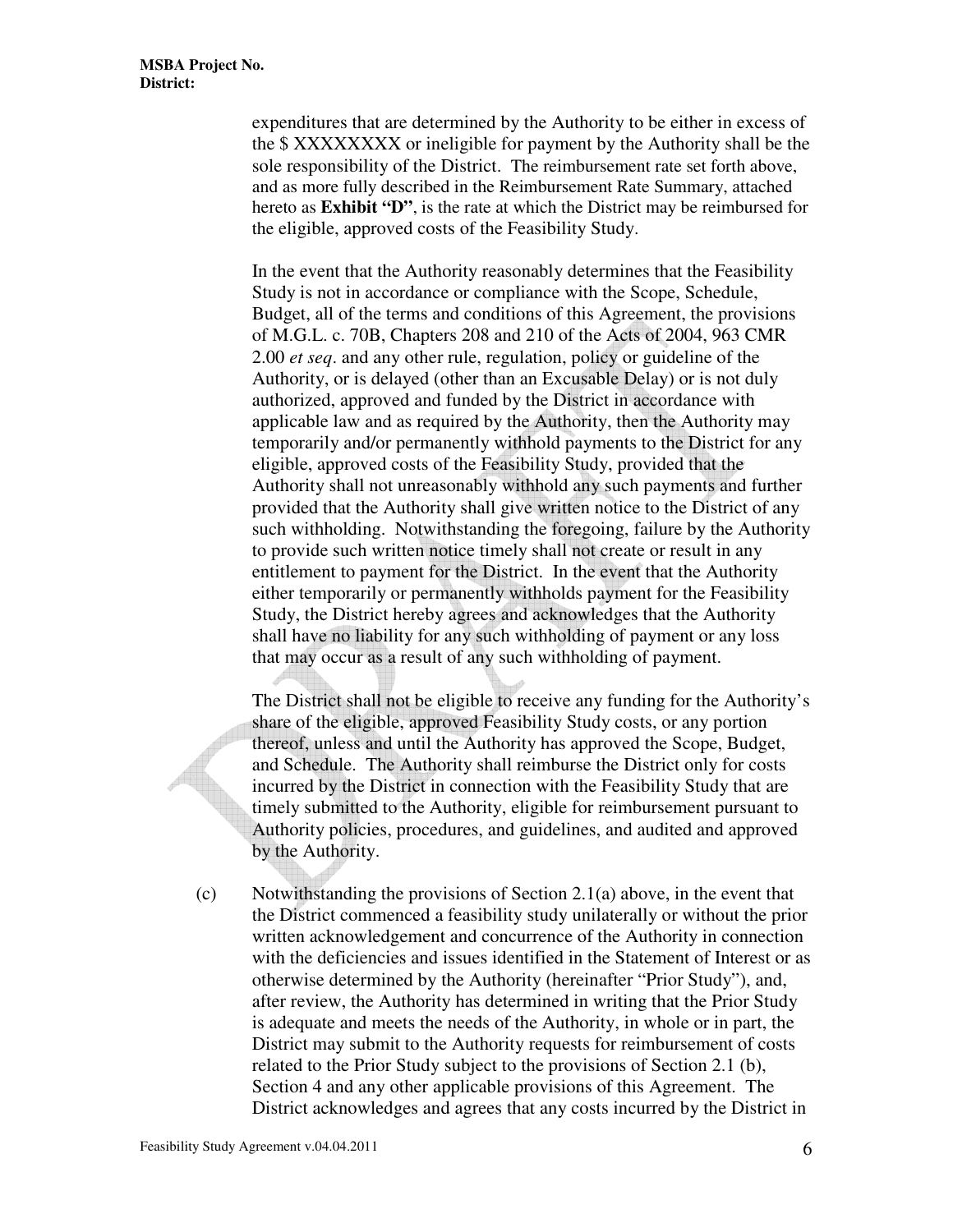expenditures that are determined by the Authority to be either in excess of the $ XXXXXXXX or ineligible for payment by the Authority shall be the sole responsibility of the District. The reimbursement rate set forth above, and as more fully described in the Reimbursement Rate Summary, attached hereto as **Exhibit "D"**, is the rate at which the District may be reimbursed for the eligible, approved costs of the Feasibility Study.

In the event that the Authority reasonably determines that the Feasibility Study is not in accordance or compliance with the Scope, Schedule, Budget, all of the terms and conditions of this Agreement, the provisions of M.G.L. c. 70B, Chapters 208 and 210 of the Acts of 2004, 963 CMR 2.00 *et seq*. and any other rule, regulation, policy or guideline of the Authority, or is delayed (other than an Excusable Delay) or is not duly authorized, approved and funded by the District in accordance with applicable law and as required by the Authority, then the Authority may temporarily and/or permanently withhold payments to the District for any eligible, approved costs of the Feasibility Study, provided that the Authority shall not unreasonably withhold any such payments and further provided that the Authority shall give written notice to the District of any such withholding. Notwithstanding the foregoing, failure by the Authority to provide such written notice timely shall not create or result in any entitlement to payment for the District. In the event that the Authority either temporarily or permanently withholds payment for the Feasibility Study, the District hereby agrees and acknowledges that the Authority shall have no liability for any such withholding of payment or any loss that may occur as a result of any such withholding of payment.

The District shall not be eligible to receive any funding for the Authority's share of the eligible, approved Feasibility Study costs, or any portion thereof, unless and until the Authority has approved the Scope, Budget, and Schedule. The Authority shall reimburse the District only for costs incurred by the District in connection with the Feasibility Study that are timely submitted to the Authority, eligible for reimbursement pursuant to Authority policies, procedures, and guidelines, and audited and approved by the Authority.

(c) Notwithstanding the provisions of Section 2.1(a) above, in the event that the District commenced a feasibility study unilaterally or without the prior written acknowledgement and concurrence of the Authority in connection with the deficiencies and issues identified in the Statement of Interest or as otherwise determined by the Authority (hereinafter "Prior Study"), and, after review, the Authority has determined in writing that the Prior Study is adequate and meets the needs of the Authority, in whole or in part, the District may submit to the Authority requests for reimbursement of costs related to the Prior Study subject to the provisions of Section 2.1 (b), Section 4 and any other applicable provisions of this Agreement. The District acknowledges and agrees that any costs incurred by the District in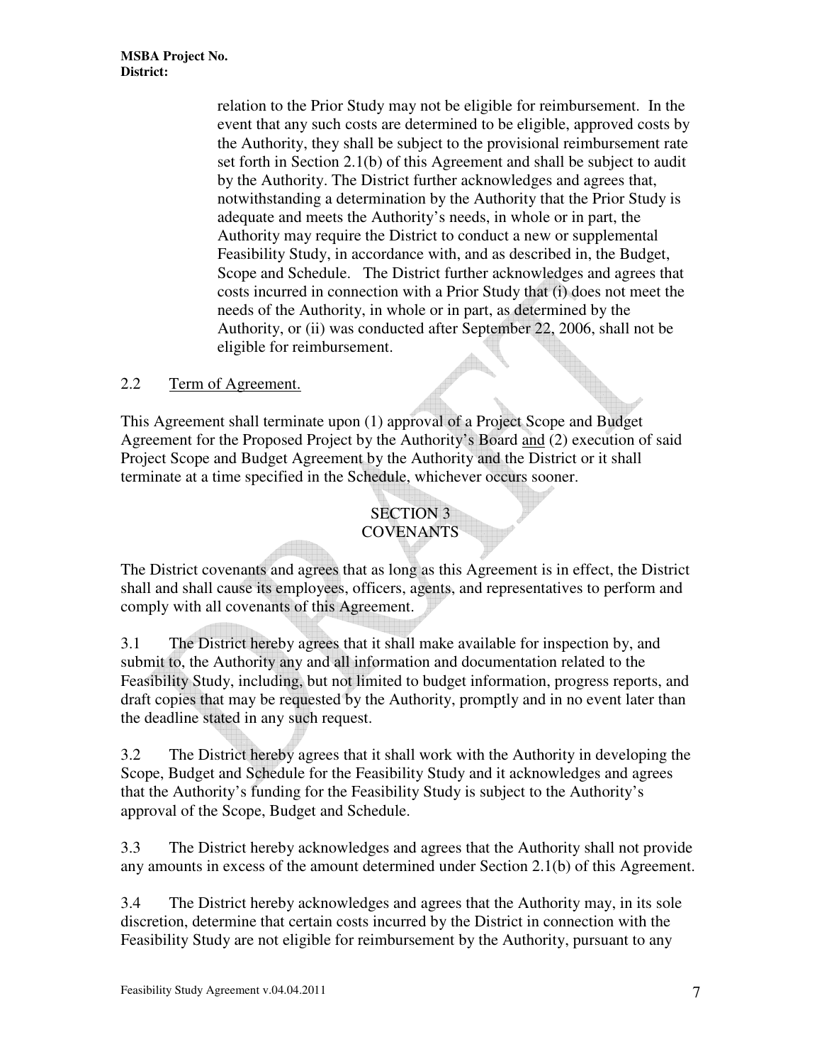relation to the Prior Study may not be eligible for reimbursement. In the event that any such costs are determined to be eligible, approved costs by the Authority, they shall be subject to the provisional reimbursement rate set forth in Section 2.1(b) of this Agreement and shall be subject to audit by the Authority. The District further acknowledges and agrees that, notwithstanding a determination by the Authority that the Prior Study is adequate and meets the Authority's needs, in whole or in part, the Authority may require the District to conduct a new or supplemental Feasibility Study, in accordance with, and as described in, the Budget, Scope and Schedule. The District further acknowledges and agrees that costs incurred in connection with a Prior Study that (i) does not meet the needs of the Authority, in whole or in part, as determined by the Authority, or (ii) was conducted after September 22, 2006, shall not be eligible for reimbursement.

2.2 Term of Agreement.

This Agreement shall terminate upon (1) approval of a Project Scope and Budget Agreement for the Proposed Project by the Authority's Board and (2) execution of said Project Scope and Budget Agreement by the Authority and the District or it shall terminate at a time specified in the Schedule, whichever occurs sooner.

## SECTION 3
## COVENANTS

The District covenants and agrees that as long as this Agreement is in effect, the District shall and shall cause its employees, officers, agents, and representatives to perform and comply with all covenants of this Agreement.

3.1 The District hereby agrees that it shall make available for inspection by, and submit to, the Authority any and all information and documentation related to the Feasibility Study, including, but not limited to budget information, progress reports, and draft copies that may be requested by the Authority, promptly and in no event later than the deadline stated in any such request.

3.2 The District hereby agrees that it shall work with the Authority in developing the Scope, Budget and Schedule for the Feasibility Study and it acknowledges and agrees that the Authority's funding for the Feasibility Study is subject to the Authority's approval of the Scope, Budget and Schedule.

3.3 The District hereby acknowledges and agrees that the Authority shall not provide any amounts in excess of the amount determined under Section 2.1(b) of this Agreement.

3.4 The District hereby acknowledges and agrees that the Authority may, in its sole discretion, determine that certain costs incurred by the District in connection with the Feasibility Study are not eligible for reimbursement by the Authority, pursuant to any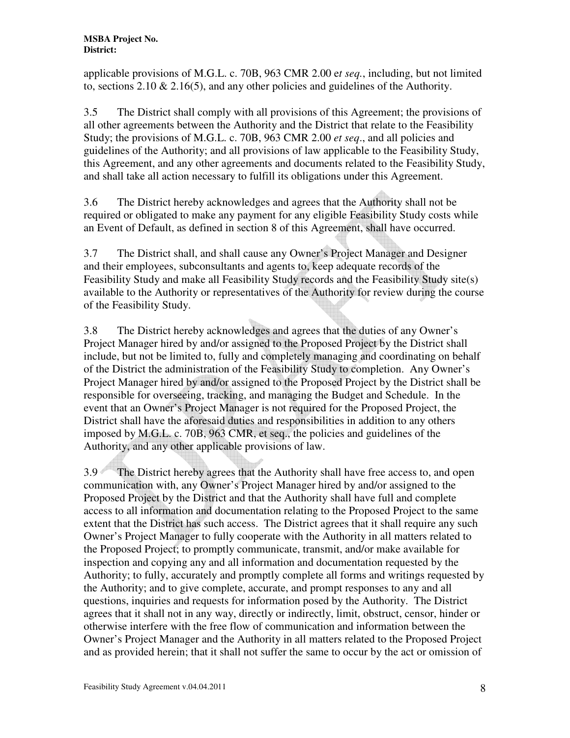applicable provisions of M.G.L. c. 70B, 963 CMR 2.00 e*t seq.*, including, but not limited to, sections 2.10 & 2.16(5), and any other policies and guidelines of the Authority.

3.5 The District shall comply with all provisions of this Agreement; the provisions of all other agreements between the Authority and the District that relate to the Feasibility Study; the provisions of M.G.L. c. 70B, 963 CMR 2.00 *et seq*., and all policies and guidelines of the Authority; and all provisions of law applicable to the Feasibility Study, this Agreement, and any other agreements and documents related to the Feasibility Study, and shall take all action necessary to fulfill its obligations under this Agreement.

3.6 The District hereby acknowledges and agrees that the Authority shall not be required or obligated to make any payment for any eligible Feasibility Study costs while an Event of Default, as defined in section 8 of this Agreement, shall have occurred.

3.7 The District shall, and shall cause any Owner's Project Manager and Designer and their employees, subconsultants and agents to, keep adequate records of the Feasibility Study and make all Feasibility Study records and the Feasibility Study site(s) available to the Authority or representatives of the Authority for review during the course of the Feasibility Study.

3.8 The District hereby acknowledges and agrees that the duties of any Owner's Project Manager hired by and/or assigned to the Proposed Project by the District shall include, but not be limited to, fully and completely managing and coordinating on behalf of the District the administration of the Feasibility Study to completion. Any Owner's Project Manager hired by and/or assigned to the Proposed Project by the District shall be responsible for overseeing, tracking, and managing the Budget and Schedule. In the event that an Owner's Project Manager is not required for the Proposed Project, the District shall have the aforesaid duties and responsibilities in addition to any others imposed by M.G.L. c. 70B, 963 CMR, et seq., the policies and guidelines of the Authority, and any other applicable provisions of law.

3.9 The District hereby agrees that the Authority shall have free access to, and open communication with, any Owner's Project Manager hired by and/or assigned to the Proposed Project by the District and that the Authority shall have full and complete access to all information and documentation relating to the Proposed Project to the same extent that the District has such access. The District agrees that it shall require any such Owner's Project Manager to fully cooperate with the Authority in all matters related to the Proposed Project; to promptly communicate, transmit, and/or make available for inspection and copying any and all information and documentation requested by the Authority; to fully, accurately and promptly complete all forms and writings requested by the Authority; and to give complete, accurate, and prompt responses to any and all questions, inquiries and requests for information posed by the Authority. The District agrees that it shall not in any way, directly or indirectly, limit, obstruct, censor, hinder or otherwise interfere with the free flow of communication and information between the Owner's Project Manager and the Authority in all matters related to the Proposed Project and as provided herein; that it shall not suffer the same to occur by the act or omission of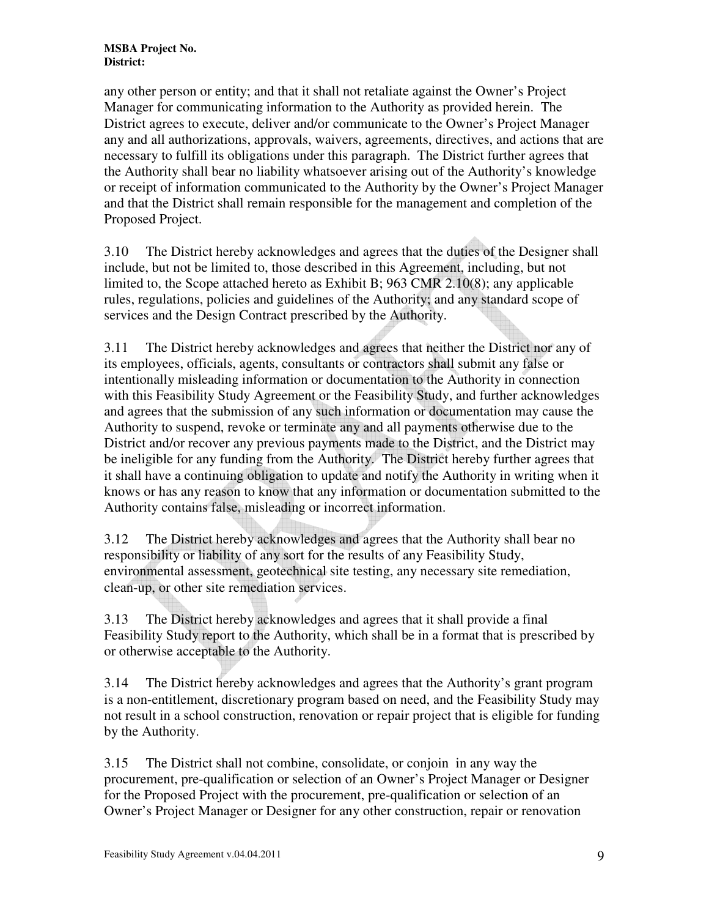any other person or entity; and that it shall not retaliate against the Owner's Project Manager for communicating information to the Authority as provided herein. The District agrees to execute, deliver and/or communicate to the Owner's Project Manager any and all authorizations, approvals, waivers, agreements, directives, and actions that are necessary to fulfill its obligations under this paragraph. The District further agrees that the Authority shall bear no liability whatsoever arising out of the Authority's knowledge or receipt of information communicated to the Authority by the Owner's Project Manager and that the District shall remain responsible for the management and completion of the Proposed Project.

3.10 The District hereby acknowledges and agrees that the duties of the Designer shall include, but not be limited to, those described in this Agreement, including, but not limited to, the Scope attached hereto as Exhibit B; 963 CMR 2.10(8); any applicable rules, regulations, policies and guidelines of the Authority; and any standard scope of services and the Design Contract prescribed by the Authority.

3.11 The District hereby acknowledges and agrees that neither the District nor any of its employees, officials, agents, consultants or contractors shall submit any false or intentionally misleading information or documentation to the Authority in connection with this Feasibility Study Agreement or the Feasibility Study, and further acknowledges and agrees that the submission of any such information or documentation may cause the Authority to suspend, revoke or terminate any and all payments otherwise due to the District and/or recover any previous payments made to the District, and the District may be ineligible for any funding from the Authority. The District hereby further agrees that it shall have a continuing obligation to update and notify the Authority in writing when it knows or has any reason to know that any information or documentation submitted to the Authority contains false, misleading or incorrect information.

3.12 The District hereby acknowledges and agrees that the Authority shall bear no responsibility or liability of any sort for the results of any Feasibility Study, environmental assessment, geotechnical site testing, any necessary site remediation, clean-up, or other site remediation services.

3.13 The District hereby acknowledges and agrees that it shall provide a final Feasibility Study report to the Authority, which shall be in a format that is prescribed by or otherwise acceptable to the Authority.

3.14 The District hereby acknowledges and agrees that the Authority's grant program is a non-entitlement, discretionary program based on need, and the Feasibility Study may not result in a school construction, renovation or repair project that is eligible for funding by the Authority.

3.15 The District shall not combine, consolidate, or conjoin in any way the procurement, pre-qualification or selection of an Owner's Project Manager or Designer for the Proposed Project with the procurement, pre-qualification or selection of an Owner's Project Manager or Designer for any other construction, repair or renovation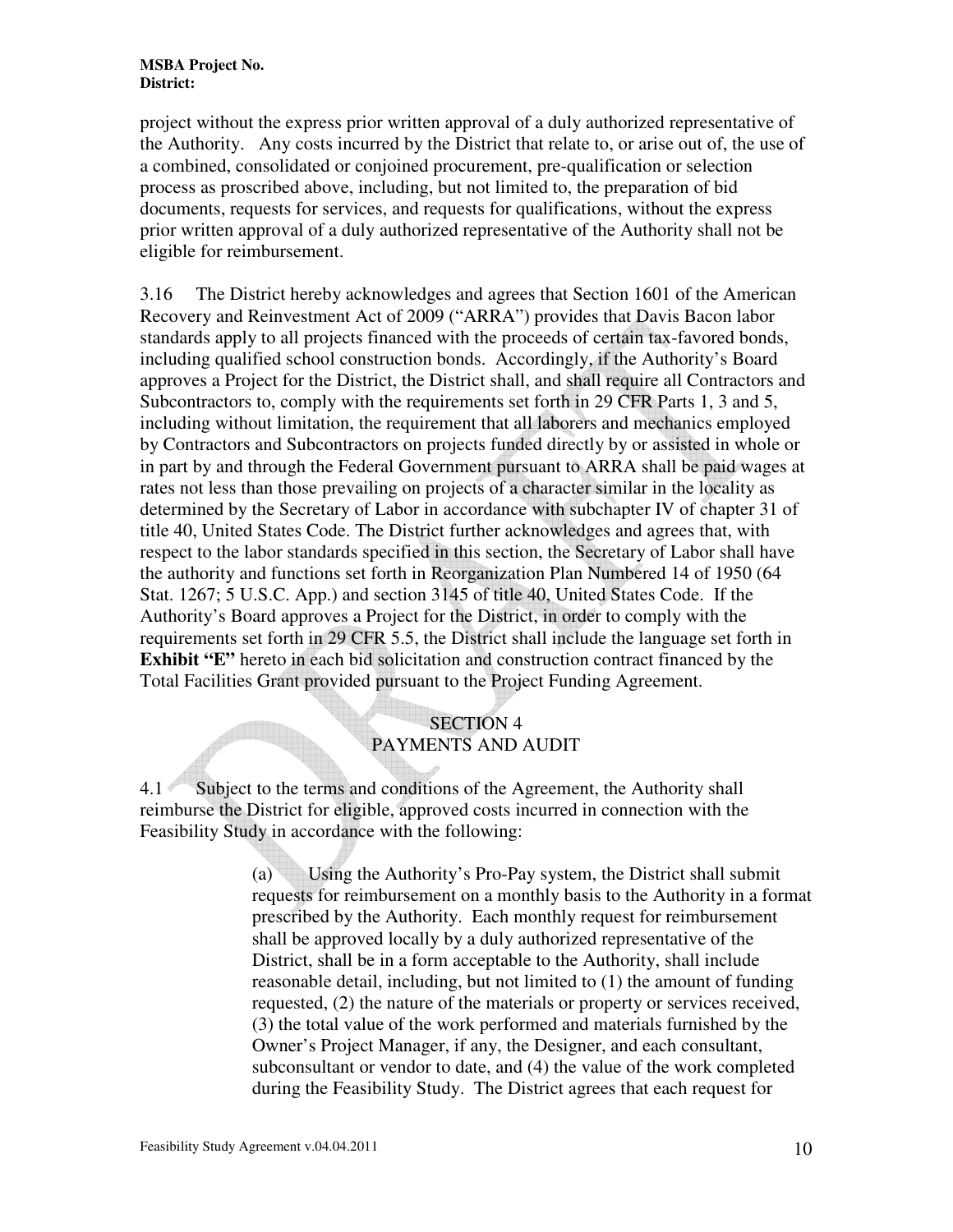project without the express prior written approval of a duly authorized representative of the Authority. Any costs incurred by the District that relate to, or arise out of, the use of a combined, consolidated or conjoined procurement, pre-qualification or selection process as proscribed above, including, but not limited to, the preparation of bid documents, requests for services, and requests for qualifications, without the express prior written approval of a duly authorized representative of the Authority shall not be eligible for reimbursement.

3.16 The District hereby acknowledges and agrees that Section 1601 of the American Recovery and Reinvestment Act of 2009 ("ARRA") provides that Davis Bacon labor standards apply to all projects financed with the proceeds of certain tax-favored bonds, including qualified school construction bonds. Accordingly, if the Authority's Board approves a Project for the District, the District shall, and shall require all Contractors and Subcontractors to, comply with the requirements set forth in 29 CFR Parts 1, 3 and 5, including without limitation, the requirement that all laborers and mechanics employed by Contractors and Subcontractors on projects funded directly by or assisted in whole or in part by and through the Federal Government pursuant to ARRA shall be paid wages at rates not less than those prevailing on projects of a character similar in the locality as determined by the Secretary of Labor in accordance with subchapter IV of chapter 31 of title 40, United States Code. The District further acknowledges and agrees that, with respect to the labor standards specified in this section, the Secretary of Labor shall have the authority and functions set forth in Reorganization Plan Numbered 14 of 1950 (64 Stat. 1267; 5 U.S.C. App.) and section 3145 of title 40, United States Code. If the Authority's Board approves a Project for the District, in order to comply with the requirements set forth in 29 CFR 5.5, the District shall include the language set forth in **Exhibit "E"** hereto in each bid solicitation and construction contract financed by the Total Facilities Grant provided pursuant to the Project Funding Agreement.

## SECTION 4
## PAYMENTS AND AUDIT

4.1 Subject to the terms and conditions of the Agreement, the Authority shall reimburse the District for eligible, approved costs incurred in connection with the Feasibility Study in accordance with the following:

(a) Using the Authority's Pro-Pay system, the District shall submit requests for reimbursement on a monthly basis to the Authority in a format prescribed by the Authority. Each monthly request for reimbursement shall be approved locally by a duly authorized representative of the District, shall be in a form acceptable to the Authority, shall include reasonable detail, including, but not limited to (1) the amount of funding requested, (2) the nature of the materials or property or services received, (3) the total value of the work performed and materials furnished by the Owner's Project Manager, if any, the Designer, and each consultant, subconsultant or vendor to date, and (4) the value of the work completed during the Feasibility Study. The District agrees that each request for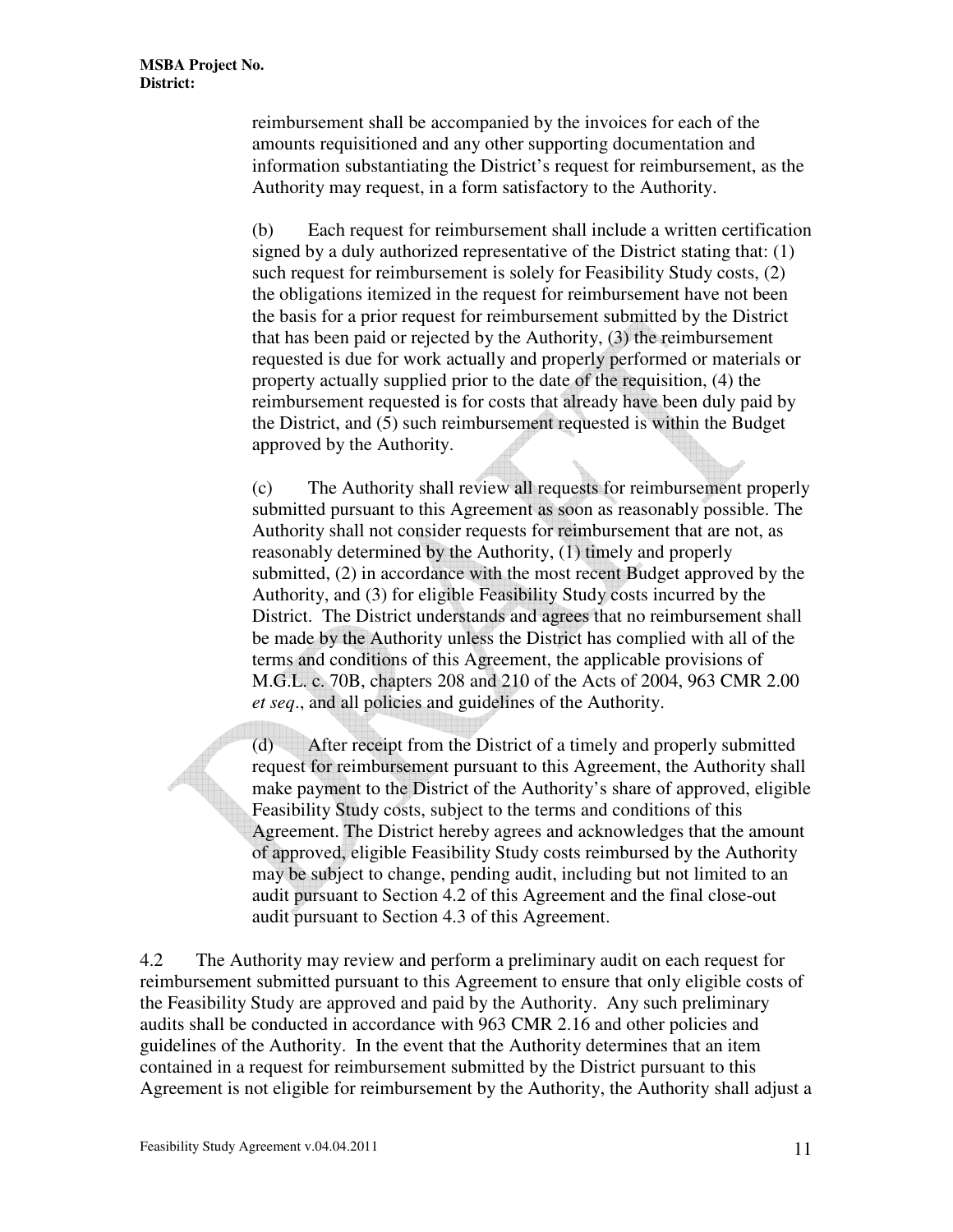reimbursement shall be accompanied by the invoices for each of the amounts requisitioned and any other supporting documentation and information substantiating the District's request for reimbursement, as the Authority may request, in a form satisfactory to the Authority.

(b) Each request for reimbursement shall include a written certification signed by a duly authorized representative of the District stating that: (1) such request for reimbursement is solely for Feasibility Study costs, (2) the obligations itemized in the request for reimbursement have not been the basis for a prior request for reimbursement submitted by the District that has been paid or rejected by the Authority, (3) the reimbursement requested is due for work actually and properly performed or materials or property actually supplied prior to the date of the requisition, (4) the reimbursement requested is for costs that already have been duly paid by the District, and (5) such reimbursement requested is within the Budget approved by the Authority.

(c) The Authority shall review all requests for reimbursement properly submitted pursuant to this Agreement as soon as reasonably possible. The Authority shall not consider requests for reimbursement that are not, as reasonably determined by the Authority, (1) timely and properly submitted, (2) in accordance with the most recent Budget approved by the Authority, and (3) for eligible Feasibility Study costs incurred by the District. The District understands and agrees that no reimbursement shall be made by the Authority unless the District has complied with all of the terms and conditions of this Agreement, the applicable provisions of M.G.L. c. 70B, chapters 208 and 210 of the Acts of 2004, 963 CMR 2.00 *et seq*., and all policies and guidelines of the Authority.

(d) After receipt from the District of a timely and properly submitted request for reimbursement pursuant to this Agreement, the Authority shall make payment to the District of the Authority's share of approved, eligible Feasibility Study costs, subject to the terms and conditions of this Agreement. The District hereby agrees and acknowledges that the amount of approved, eligible Feasibility Study costs reimbursed by the Authority may be subject to change, pending audit, including but not limited to an audit pursuant to Section 4.2 of this Agreement and the final close-out audit pursuant to Section 4.3 of this Agreement.

4.2 The Authority may review and perform a preliminary audit on each request for reimbursement submitted pursuant to this Agreement to ensure that only eligible costs of the Feasibility Study are approved and paid by the Authority. Any such preliminary audits shall be conducted in accordance with 963 CMR 2.16 and other policies and guidelines of the Authority. In the event that the Authority determines that an item contained in a request for reimbursement submitted by the District pursuant to this Agreement is not eligible for reimbursement by the Authority, the Authority shall adjust a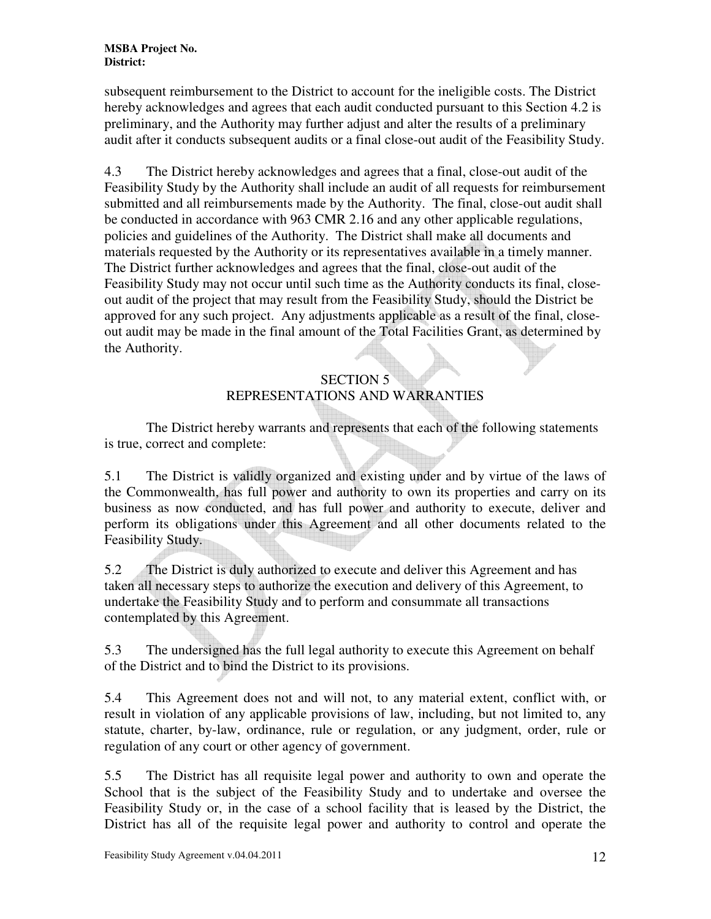subsequent reimbursement to the District to account for the ineligible costs. The District hereby acknowledges and agrees that each audit conducted pursuant to this Section 4.2 is preliminary, and the Authority may further adjust and alter the results of a preliminary audit after it conducts subsequent audits or a final close-out audit of the Feasibility Study.

4.3 The District hereby acknowledges and agrees that a final, close-out audit of the Feasibility Study by the Authority shall include an audit of all requests for reimbursement submitted and all reimbursements made by the Authority. The final, close-out audit shall be conducted in accordance with 963 CMR 2.16 and any other applicable regulations, policies and guidelines of the Authority. The District shall make all documents and materials requested by the Authority or its representatives available in a timely manner. The District further acknowledges and agrees that the final, close-out audit of the Feasibility Study may not occur until such time as the Authority conducts its final, close-out audit of the project that may result from the Feasibility Study, should the District be approved for any such project. Any adjustments applicable as a result of the final, close-out audit may be made in the final amount of the Total Facilities Grant, as determined by the Authority.

## SECTION 5
## REPRESENTATIONS AND WARRANTIES

The District hereby warrants and represents that each of the following statements is true, correct and complete:

5.1 The District is validly organized and existing under and by virtue of the laws of the Commonwealth, has full power and authority to own its properties and carry on its business as now conducted, and has full power and authority to execute, deliver and perform its obligations under this Agreement and all other documents related to the Feasibility Study.

5.2 The District is duly authorized to execute and deliver this Agreement and has taken all necessary steps to authorize the execution and delivery of this Agreement, to undertake the Feasibility Study and to perform and consummate all transactions contemplated by this Agreement.

5.3 The undersigned has the full legal authority to execute this Agreement on behalf of the District and to bind the District to its provisions.

5.4 This Agreement does not and will not, to any material extent, conflict with, or result in violation of any applicable provisions of law, including, but not limited to, any statute, charter, by-law, ordinance, rule or regulation, or any judgment, order, rule or regulation of any court or other agency of government.

5.5 The District has all requisite legal power and authority to own and operate the School that is the subject of the Feasibility Study and to undertake and oversee the Feasibility Study or, in the case of a school facility that is leased by the District, the District has all of the requisite legal power and authority to control and operate the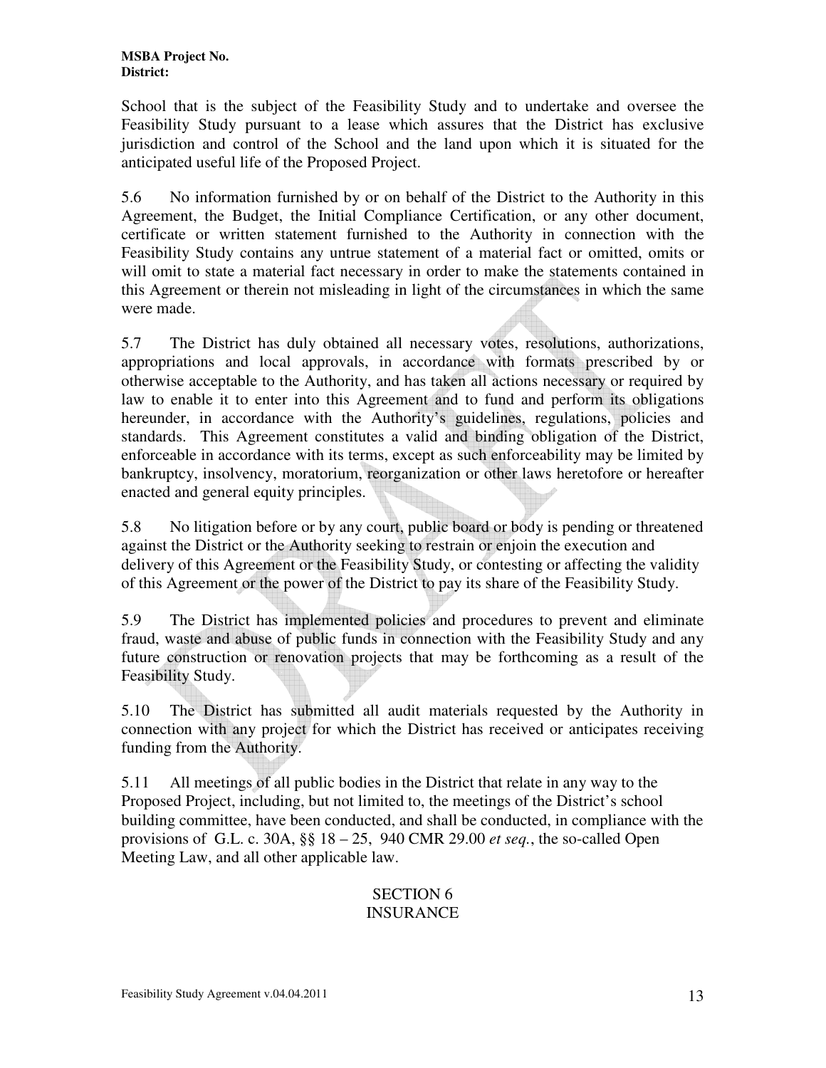School that is the subject of the Feasibility Study and to undertake and oversee the Feasibility Study pursuant to a lease which assures that the District has exclusive jurisdiction and control of the School and the land upon which it is situated for the anticipated useful life of the Proposed Project.

5.6 No information furnished by or on behalf of the District to the Authority in this Agreement, the Budget, the Initial Compliance Certification, or any other document, certificate or written statement furnished to the Authority in connection with the Feasibility Study contains any untrue statement of a material fact or omitted, omits or will omit to state a material fact necessary in order to make the statements contained in this Agreement or therein not misleading in light of the circumstances in which the same were made.

5.7 The District has duly obtained all necessary votes, resolutions, authorizations, appropriations and local approvals, in accordance with formats prescribed by or otherwise acceptable to the Authority, and has taken all actions necessary or required by law to enable it to enter into this Agreement and to fund and perform its obligations hereunder, in accordance with the Authority's guidelines, regulations, policies and standards. This Agreement constitutes a valid and binding obligation of the District, enforceable in accordance with its terms, except as such enforceability may be limited by bankruptcy, insolvency, moratorium, reorganization or other laws heretofore or hereafter enacted and general equity principles.

5.8 No litigation before or by any court, public board or body is pending or threatened against the District or the Authority seeking to restrain or enjoin the execution and delivery of this Agreement or the Feasibility Study, or contesting or affecting the validity of this Agreement or the power of the District to pay its share of the Feasibility Study.

5.9 The District has implemented policies and procedures to prevent and eliminate fraud, waste and abuse of public funds in connection with the Feasibility Study and any future construction or renovation projects that may be forthcoming as a result of the Feasibility Study.

5.10 The District has submitted all audit materials requested by the Authority in connection with any project for which the District has received or anticipates receiving funding from the Authority.

5.11 All meetings of all public bodies in the District that relate in any way to the Proposed Project, including, but not limited to, the meetings of the District's school building committee, have been conducted, and shall be conducted, in compliance with the provisions of G.L. c. 30A, §§ 18 – 25, 940 CMR 29.00 *et seq.*, the so-called Open Meeting Law, and all other applicable law.

## SECTION 6
## INSURANCE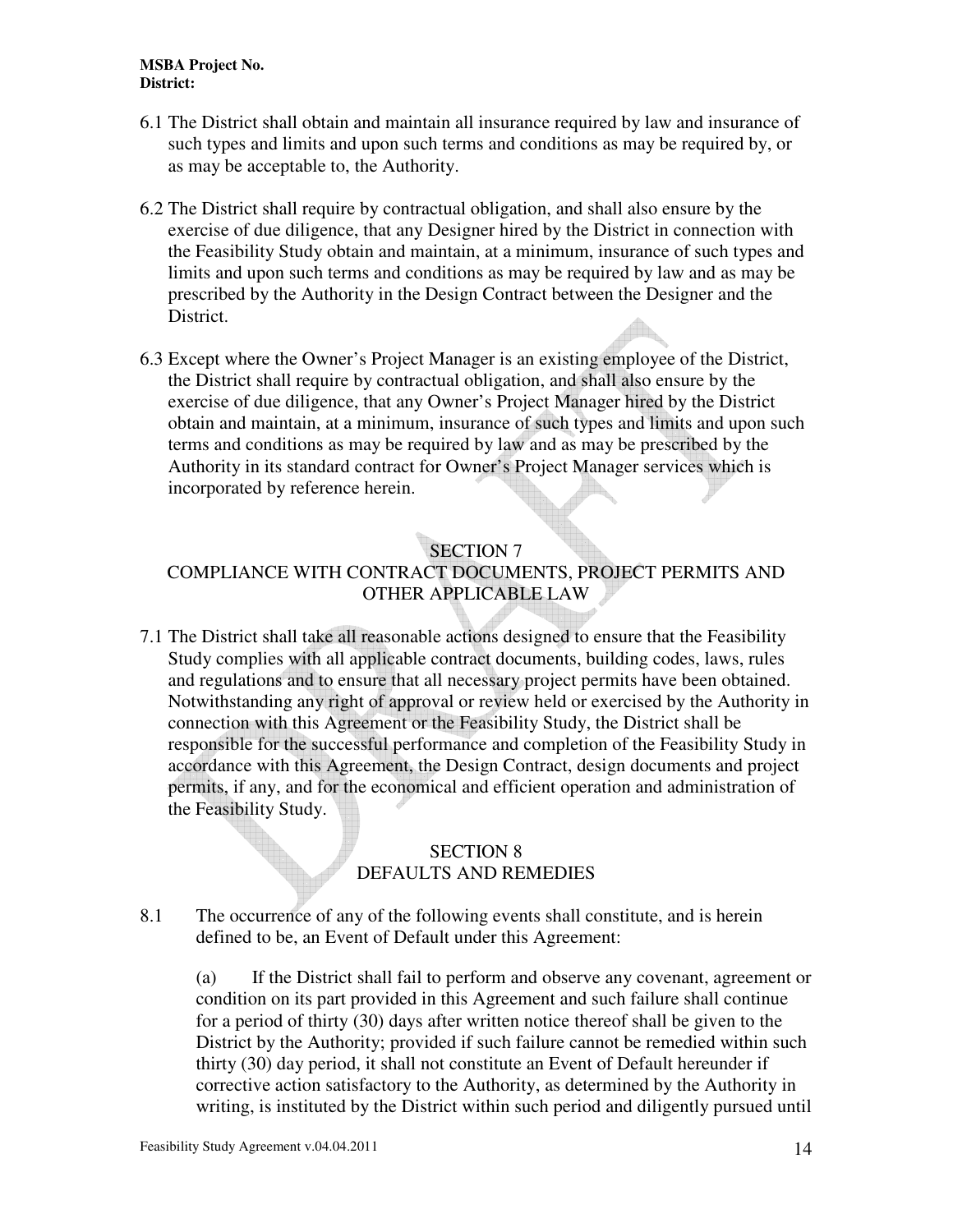6.1 The District shall obtain and maintain all insurance required by law and insurance of such types and limits and upon such terms and conditions as may be required by, or as may be acceptable to, the Authority.

6.2 The District shall require by contractual obligation, and shall also ensure by the exercise of due diligence, that any Designer hired by the District in connection with the Feasibility Study obtain and maintain, at a minimum, insurance of such types and limits and upon such terms and conditions as may be required by law and as may be prescribed by the Authority in the Design Contract between the Designer and the District.

6.3 Except where the Owner's Project Manager is an existing employee of the District, the District shall require by contractual obligation, and shall also ensure by the exercise of due diligence, that any Owner's Project Manager hired by the District obtain and maintain, at a minimum, insurance of such types and limits and upon such terms and conditions as may be required by law and as may be prescribed by the Authority in its standard contract for Owner's Project Manager services which is incorporated by reference herein.

## SECTION 7
## COMPLIANCE WITH CONTRACT DOCUMENTS, PROJECT PERMITS AND OTHER APPLICABLE LAW

7.1 The District shall take all reasonable actions designed to ensure that the Feasibility Study complies with all applicable contract documents, building codes, laws, rules and regulations and to ensure that all necessary project permits have been obtained. Notwithstanding any right of approval or review held or exercised by the Authority in connection with this Agreement or the Feasibility Study, the District shall be responsible for the successful performance and completion of the Feasibility Study in accordance with this Agreement, the Design Contract, design documents and project permits, if any, and for the economical and efficient operation and administration of the Feasibility Study.

## SECTION 8
## DEFAULTS AND REMEDIES

8.1 The occurrence of any of the following events shall constitute, and is herein defined to be, an Event of Default under this Agreement:

(a) If the District shall fail to perform and observe any covenant, agreement or condition on its part provided in this Agreement and such failure shall continue for a period of thirty (30) days after written notice thereof shall be given to the District by the Authority; provided if such failure cannot be remedied within such thirty (30) day period, it shall not constitute an Event of Default hereunder if corrective action satisfactory to the Authority, as determined by the Authority in writing, is instituted by the District within such period and diligently pursued until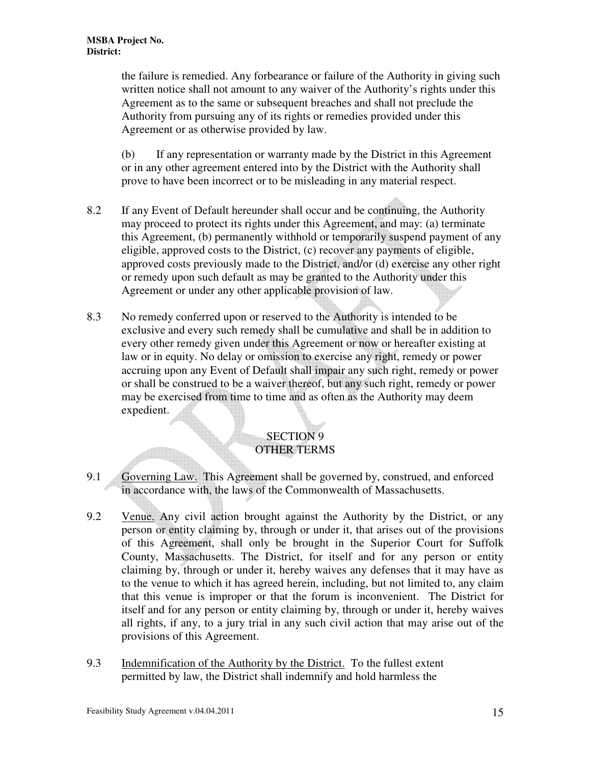the failure is remedied. Any forbearance or failure of the Authority in giving such written notice shall not amount to any waiver of the Authority's rights under this Agreement as to the same or subsequent breaches and shall not preclude the Authority from pursuing any of its rights or remedies provided under this Agreement or as otherwise provided by law.

(b) If any representation or warranty made by the District in this Agreement or in any other agreement entered into by the District with the Authority shall prove to have been incorrect or to be misleading in any material respect.

8.2 If any Event of Default hereunder shall occur and be continuing, the Authority may proceed to protect its rights under this Agreement, and may: (a) terminate this Agreement, (b) permanently withhold or temporarily suspend payment of any eligible, approved costs to the District, (c) recover any payments of eligible, approved costs previously made to the District, and/or (d) exercise any other right or remedy upon such default as may be granted to the Authority under this Agreement or under any other applicable provision of law.

8.3 No remedy conferred upon or reserved to the Authority is intended to be exclusive and every such remedy shall be cumulative and shall be in addition to every other remedy given under this Agreement or now or hereafter existing at law or in equity. No delay or omission to exercise any right, remedy or power accruing upon any Event of Default shall impair any such right, remedy or power or shall be construed to be a waiver thereof, but any such right, remedy or power may be exercised from time to time and as often as the Authority may deem expedient.

## SECTION 9
## OTHER TERMS

9.1 Governing Law. This Agreement shall be governed by, construed, and enforced in accordance with, the laws of the Commonwealth of Massachusetts.

9.2 Venue. Any civil action brought against the Authority by the District, or any person or entity claiming by, through or under it, that arises out of the provisions of this Agreement, shall only be brought in the Superior Court for Suffolk County, Massachusetts. The District, for itself and for any person or entity claiming by, through or under it, hereby waives any defenses that it may have as to the venue to which it has agreed herein, including, but not limited to, any claim that this venue is improper or that the forum is inconvenient. The District for itself and for any person or entity claiming by, through or under it, hereby waives all rights, if any, to a jury trial in any such civil action that may arise out of the provisions of this Agreement.

9.3 Indemnification of the Authority by the District. To the fullest extent permitted by law, the District shall indemnify and hold harmless the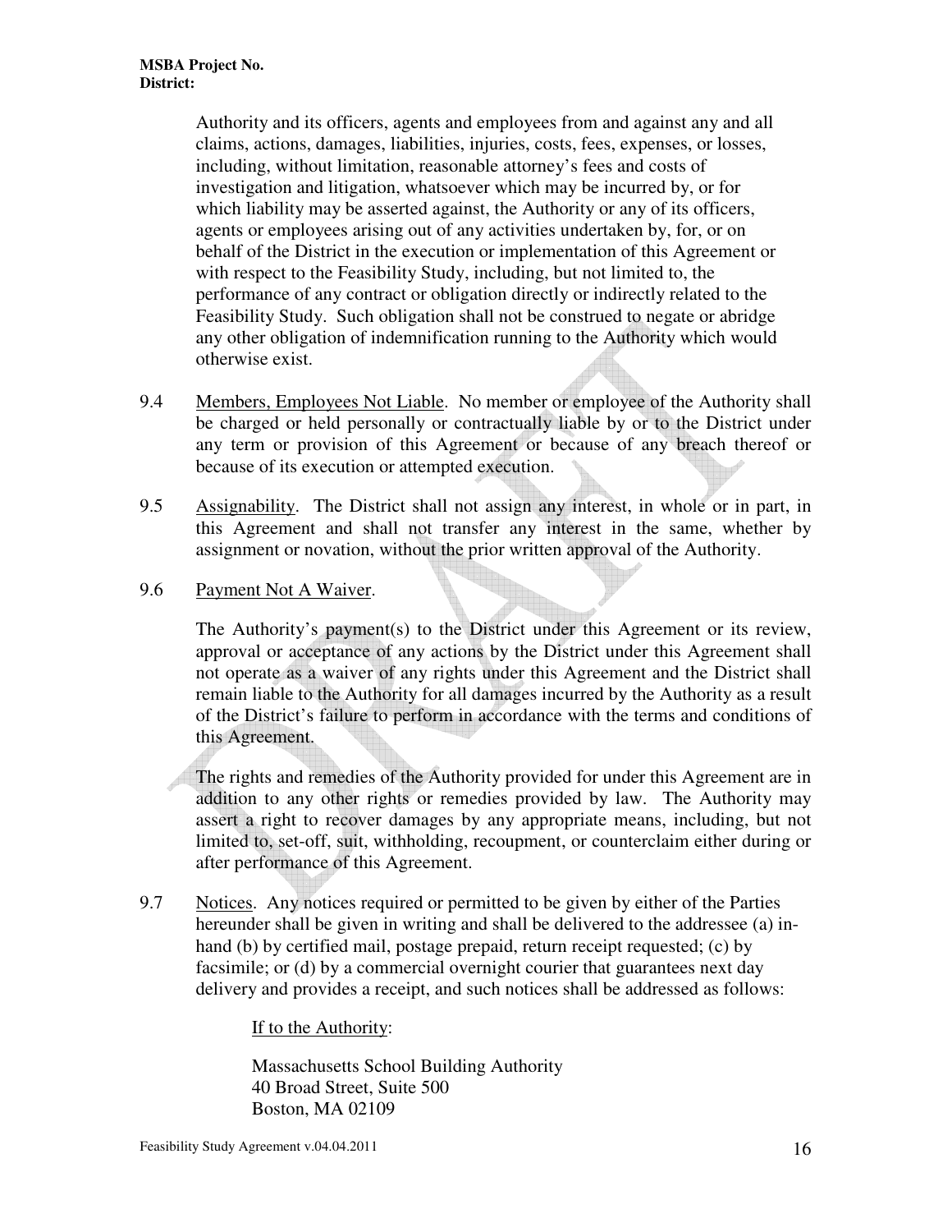Authority and its officers, agents and employees from and against any and all claims, actions, damages, liabilities, injuries, costs, fees, expenses, or losses, including, without limitation, reasonable attorney's fees and costs of investigation and litigation, whatsoever which may be incurred by, or for which liability may be asserted against, the Authority or any of its officers, agents or employees arising out of any activities undertaken by, for, or on behalf of the District in the execution or implementation of this Agreement or with respect to the Feasibility Study, including, but not limited to, the performance of any contract or obligation directly or indirectly related to the Feasibility Study. Such obligation shall not be construed to negate or abridge any other obligation of indemnification running to the Authority which would otherwise exist.

9.4 Members, Employees Not Liable. No member or employee of the Authority shall be charged or held personally or contractually liable by or to the District under any term or provision of this Agreement or because of any breach thereof or because of its execution or attempted execution.

9.5 Assignability. The District shall not assign any interest, in whole or in part, in this Agreement and shall not transfer any interest in the same, whether by assignment or novation, without the prior written approval of the Authority.

9.6 Payment Not A Waiver.

The Authority's payment(s) to the District under this Agreement or its review, approval or acceptance of any actions by the District under this Agreement shall not operate as a waiver of any rights under this Agreement and the District shall remain liable to the Authority for all damages incurred by the Authority as a result of the District's failure to perform in accordance with the terms and conditions of this Agreement.

The rights and remedies of the Authority provided for under this Agreement are in addition to any other rights or remedies provided by law. The Authority may assert a right to recover damages by any appropriate means, including, but not limited to, set-off, suit, withholding, recoupment, or counterclaim either during or after performance of this Agreement.

9.7 Notices. Any notices required or permitted to be given by either of the Parties hereunder shall be given in writing and shall be delivered to the addressee (a) in-hand (b) by certified mail, postage prepaid, return receipt requested; (c) by facsimile; or (d) by a commercial overnight courier that guarantees next day delivery and provides a receipt, and such notices shall be addressed as follows:

If to the Authority:

Massachusetts School Building Authority
40 Broad Street, Suite 500
Boston, MA 02109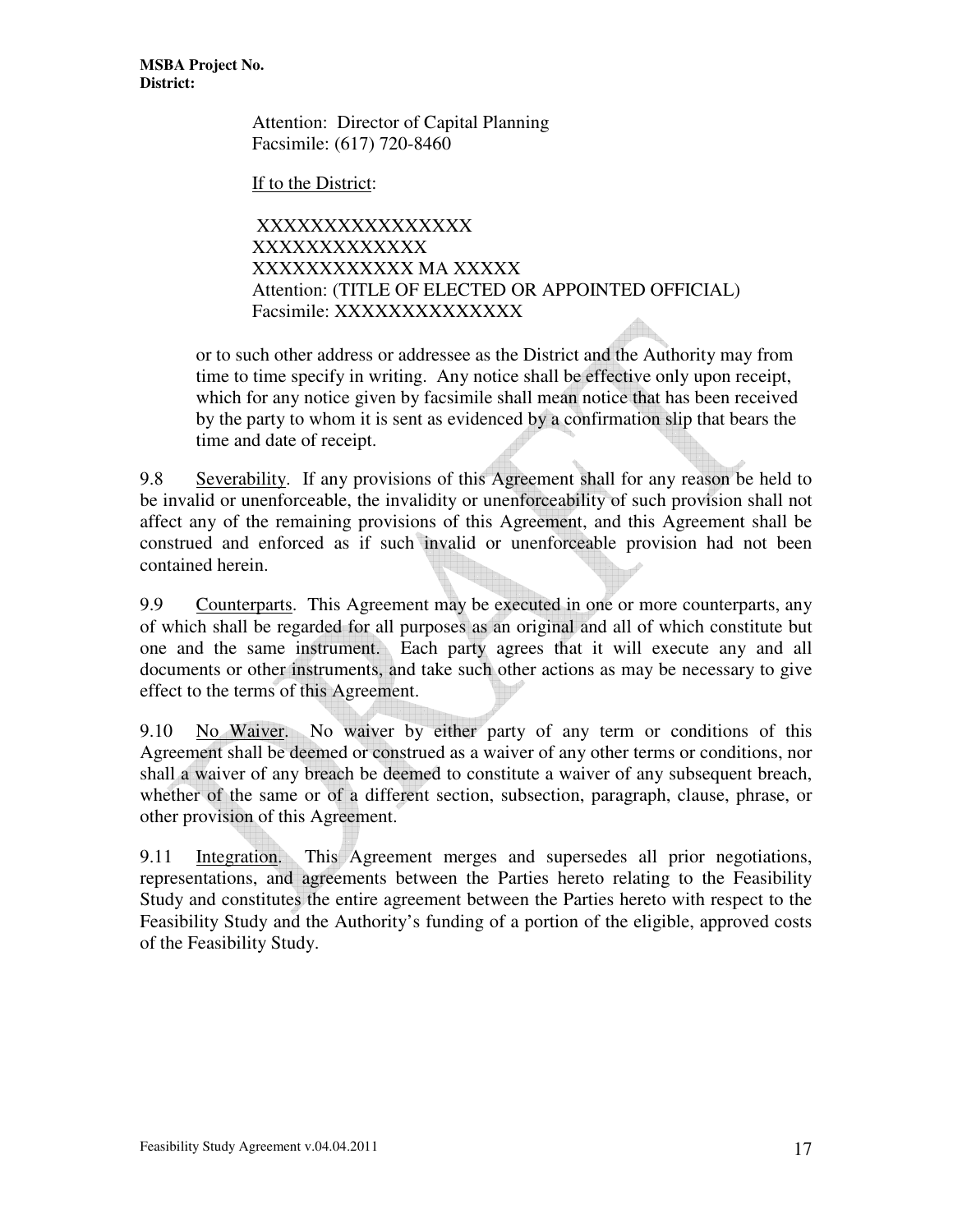Attention: Director of Capital Planning
Facsimile: (617) 720-8460

<u>If to the District</u>:

XXXXXXXXXXXXXXXX
XXXXXXXXXXXXX
XXXXXXXXXXXX MA XXXXX
Attention: (TITLE OF ELECTED OR APPOINTED OFFICIAL)
Facsimile: XXXXXXXXXXXXXX

or to such other address or addressee as the District and the Authority may from time to time specify in writing. Any notice shall be effective only upon receipt, which for any notice given by facsimile shall mean notice that has been received by the party to whom it is sent as evidenced by a confirmation slip that bears the time and date of receipt.

9.8 <u>Severability</u>. If any provisions of this Agreement shall for any reason be held to be invalid or unenforceable, the invalidity or unenforceability of such provision shall not affect any of the remaining provisions of this Agreement, and this Agreement shall be construed and enforced as if such invalid or unenforceable provision had not been contained herein.

9.9 <u>Counterparts</u>. This Agreement may be executed in one or more counterparts, any of which shall be regarded for all purposes as an original and all of which constitute but one and the same instrument. Each party agrees that it will execute any and all documents or other instruments, and take such other actions as may be necessary to give effect to the terms of this Agreement.

9.10 <u>No Waiver</u>. No waiver by either party of any term or conditions of this Agreement shall be deemed or construed as a waiver of any other terms or conditions, nor shall a waiver of any breach be deemed to constitute a waiver of any subsequent breach, whether of the same or of a different section, subsection, paragraph, clause, phrase, or other provision of this Agreement.

9.11 <u>Integration</u>. This Agreement merges and supersedes all prior negotiations, representations, and agreements between the Parties hereto relating to the Feasibility Study and constitutes the entire agreement between the Parties hereto with respect to the Feasibility Study and the Authority's funding of a portion of the eligible, approved costs of the Feasibility Study.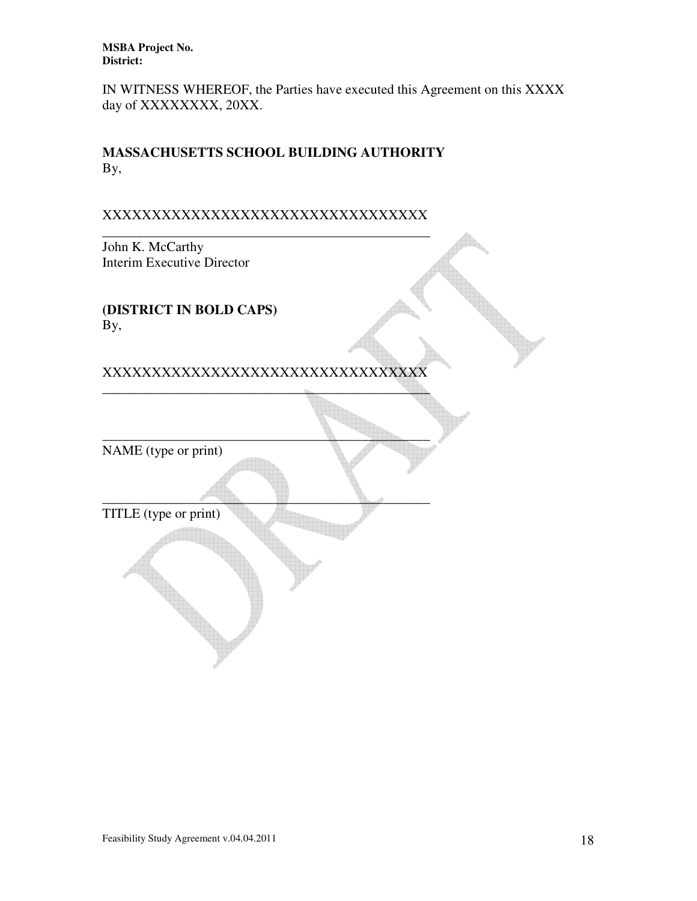IN WITNESS WHEREOF, the Parties have executed this Agreement on this XXXX day of XXXXXXXX, 20XX.

**MASSACHUSETTS SCHOOL BUILDING AUTHORITY**
By,

XXXXXXXXXXXXXXXXXXXXXXXXXXXXXXXXXX
_______________________________________________
John K. McCarthy
Interim Executive Director

**(DISTRICT IN BOLD CAPS)**
By,

XXXXXXXXXXXXXXXXXXXXXXXXXXXXXXXXXX
_______________________________________________

_______________________________________________
NAME (type or print)

_______________________________________________
TITLE (type or print)